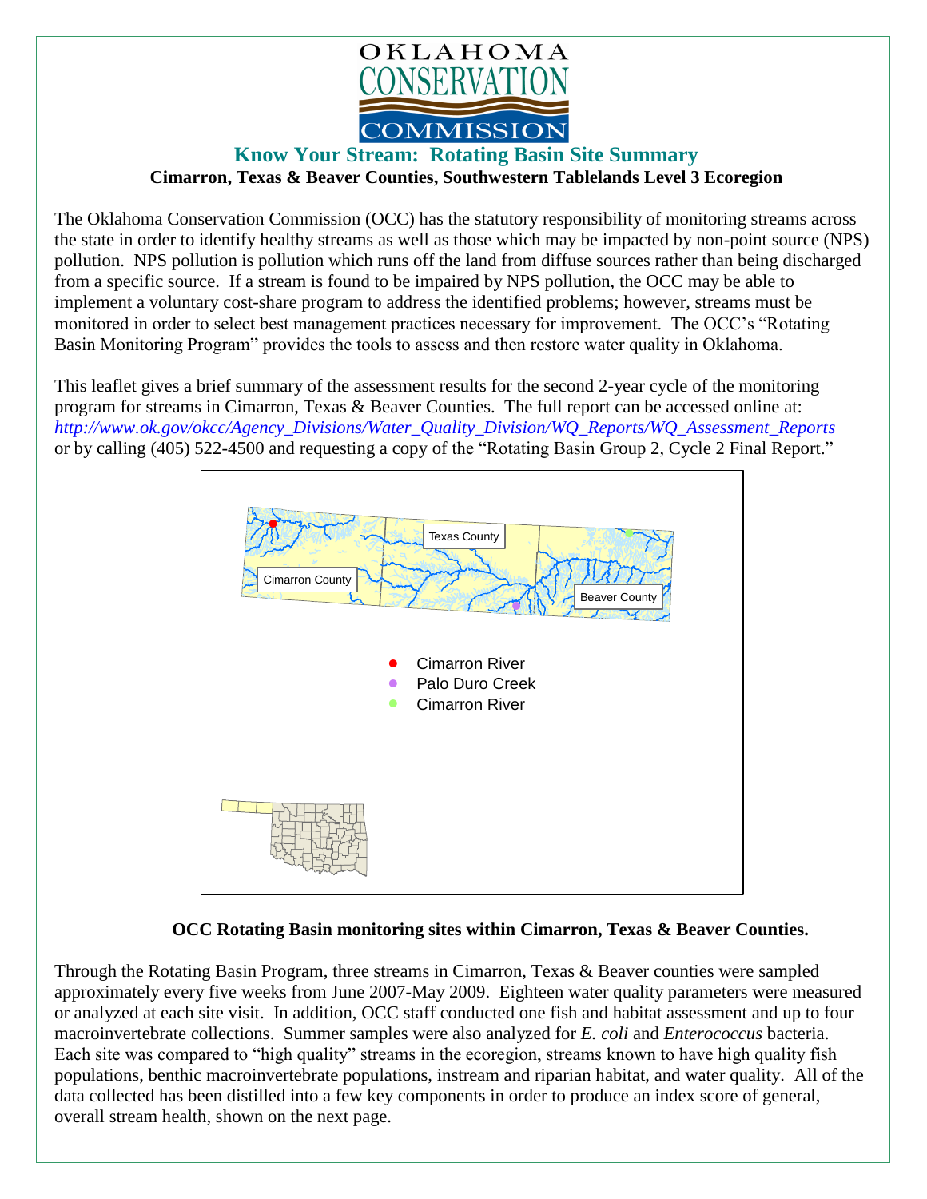# OKLAHOMA CONSERVATION COMMISSION

## Know Your Stream: Rotating Basin Site Summary

**Cimarron, Texas & Beaver Counties, Southwestern Tablelands Level 3 Ecoregion**

The Oklahoma Conservation Commission (OCC) has the statutory responsibility of monitoring streams across the state in order to identify healthy streams as well as those which may be impacted by non-point source (NPS) pollution. NPS pollution is pollution which runs off the land from diffuse sources rather than being discharged from a specific source. If a stream is found to be impaired by NPS pollution, the OCC may be able to implement a voluntary cost-share program to address the identified problems; however, streams must be monitored in order to select best management practices necessary for improvement. The OCC's "Rotating Basin Monitoring Program" provides the tools to assess and then restore water quality in Oklahoma.

This leaflet gives a brief summary of the assessment results for the second 2-year cycle of the monitoring program for streams in Cimarron, Texas & Beaver Counties. The full report can be accessed online at: *http://www.ok.gov/okcc/Agency_Divisions/Water_Quality_Division/WQ_Reports/WQ_Assessment_Reports* or by calling (405) 522-4500 and requesting a copy of the "Rotating Basin Group 2, Cycle 2 Final Report."

Texas County

Cimarron County

Beaver County

- Cimarron River
- Palo Duro Creek
- Cimarron River

**OCC Rotating Basin monitoring sites within Cimarron, Texas & Beaver Counties.**

Through the Rotating Basin Program, three streams in Cimarron, Texas & Beaver counties were sampled approximately every five weeks from June 2007-May 2009. Eighteen water quality parameters were measured or analyzed at each site visit. In addition, OCC staff conducted one fish and habitat assessment and up to four macroinvertebrate collections. Summer samples were also analyzed for *E. coli* and *Enterococcus* bacteria. Each site was compared to "high quality" streams in the ecoregion, streams known to have high quality fish populations, benthic macroinvertebrate populations, instream and riparian habitat, and water quality. All of the data collected has been distilled into a few key components in order to produce an index score of general, overall stream health, shown on the next page.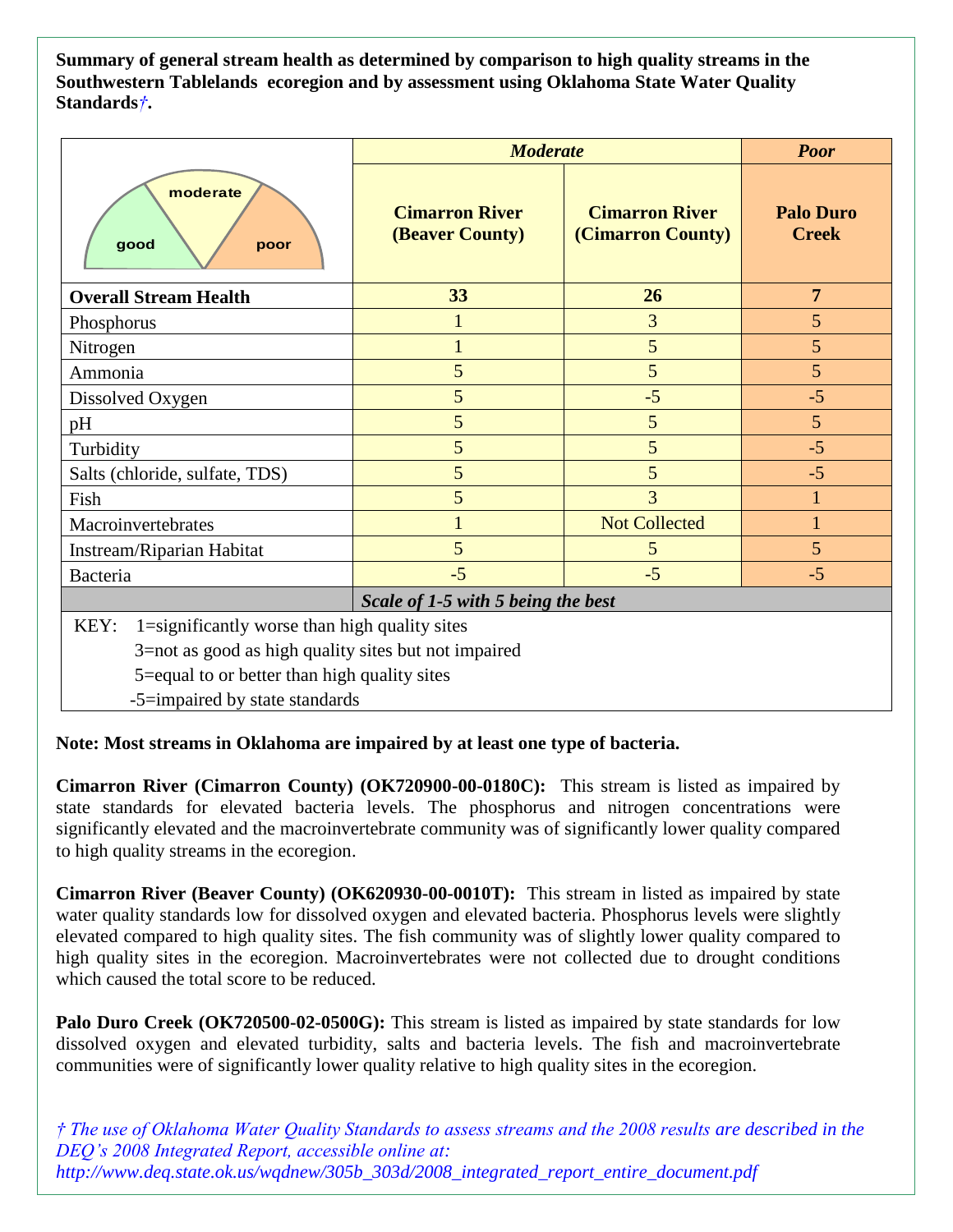**Summary of general stream health as determined by comparison to high quality streams in the Southwestern Tablelands ecoregion and by assessment using Oklahoma State Water Quality Standards†.**

| good / moderate / poor | *Moderate* | | *Poor* |
|---|---|---|---|
| | **Cimarron River (Beaver County)** | **Cimarron River (Cimarron County)** | **Palo Duro Creek** |
| **Overall Stream Health** | **33** | **26** | **7** |
| Phosphorus | 1 | 3 | 5 |
| Nitrogen | 1 | 5 | 5 |
| Ammonia | 5 | 5 | 5 |
| Dissolved Oxygen | 5 | -5 | -5 |
| pH | 5 | 5 | 5 |
| Turbidity | 5 | 5 | -5 |
| Salts (chloride, sulfate, TDS) | 5 | 5 | -5 |
| Fish | 5 | 3 | 1 |
| Macroinvertebrates | 1 | Not Collected | 1 |
| Instream/Riparian Habitat | 5 | 5 | 5 |
| Bacteria | -5 | -5 | -5 |
| | ***Scale of 1-5 with 5 being the best*** | | |

KEY: 1=significantly worse than high quality sites
3=not as good as high quality sites but not impaired
5=equal to or better than high quality sites
-5=impaired by state standards

**Note: Most streams in Oklahoma are impaired by at least one type of bacteria.**

**Cimarron River (Cimarron County) (OK720900-00-0180C):** This stream is listed as impaired by state standards for elevated bacteria levels. The phosphorus and nitrogen concentrations were significantly elevated and the macroinvertebrate community was of significantly lower quality compared to high quality streams in the ecoregion.

**Cimarron River (Beaver County) (OK620930-00-0010T):** This stream in listed as impaired by state water quality standards low for dissolved oxygen and elevated bacteria. Phosphorus levels were slightly elevated compared to high quality sites. The fish community was of slightly lower quality compared to high quality sites in the ecoregion. Macroinvertebrates were not collected due to drought conditions which caused the total score to be reduced.

**Palo Duro Creek (OK720500-02-0500G):** This stream is listed as impaired by state standards for low dissolved oxygen and elevated turbidity, salts and bacteria levels. The fish and macroinvertebrate communities were of significantly lower quality relative to high quality sites in the ecoregion.

*† The use of Oklahoma Water Quality Standards to assess streams and the 2008 results are described in the DEQ's 2008 Integrated Report, accessible online at: http://www.deq.state.ok.us/wqdnew/305b_303d/2008_integrated_report_entire_document.pdf*